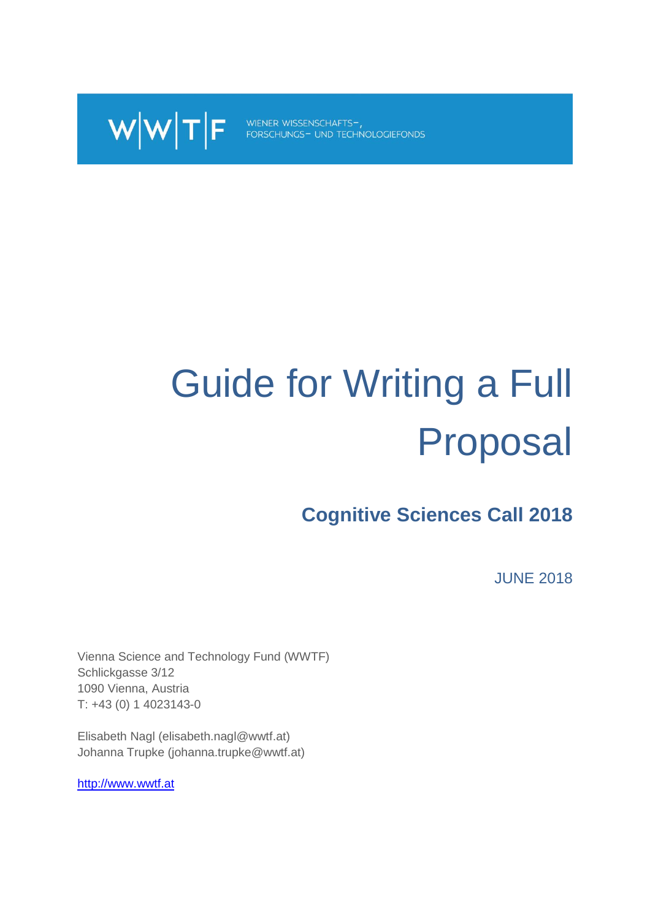W|W|T|F WIENER WISSENSCHAFTS-, FORSCHUNGS- UND TECHNOLOGIEFONDS

# Guide for Writing a Full Proposal

## Cognitive Sciences Call 2018

JUNE 2018

Vienna Science and Technology Fund (WWTF)
Schlickgasse 3/12
1090 Vienna, Austria
T: +43 (0) 1 4023143-0

Elisabeth Nagl (elisabeth.nagl@wwtf.at)
Johanna Trupke (johanna.trupke@wwtf.at)

http://www.wwtf.at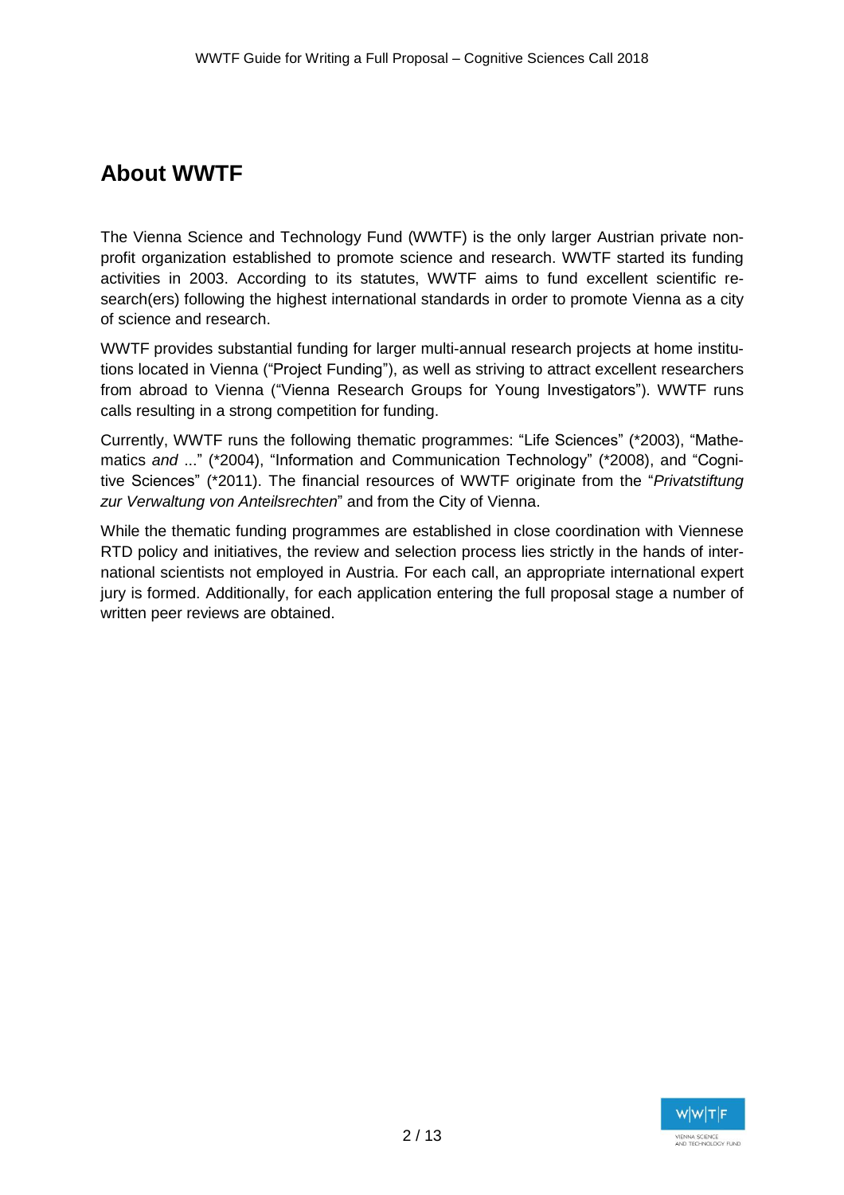## About WWTF

The Vienna Science and Technology Fund (WWTF) is the only larger Austrian private non-profit organization established to promote science and research. WWTF started its funding activities in 2003. According to its statutes, WWTF aims to fund excellent scientific research(ers) following the highest international standards in order to promote Vienna as a city of science and research.

WWTF provides substantial funding for larger multi-annual research projects at home institutions located in Vienna ("Project Funding"), as well as striving to attract excellent researchers from abroad to Vienna ("Vienna Research Groups for Young Investigators"). WWTF runs calls resulting in a strong competition for funding.

Currently, WWTF runs the following thematic programmes: "Life Sciences" (*2003), "Mathematics *and* ..." (*2004), "Information and Communication Technology" (*2008), and "Cognitive Sciences" (*2011). The financial resources of WWTF originate from the "*Privatstiftung zur Verwaltung von Anteilsrechten*" and from the City of Vienna.

While the thematic funding programmes are established in close coordination with Viennese RTD policy and initiatives, the review and selection process lies strictly in the hands of international scientists not employed in Austria. For each call, an appropriate international expert jury is formed. Additionally, for each application entering the full proposal stage a number of written peer reviews are obtained.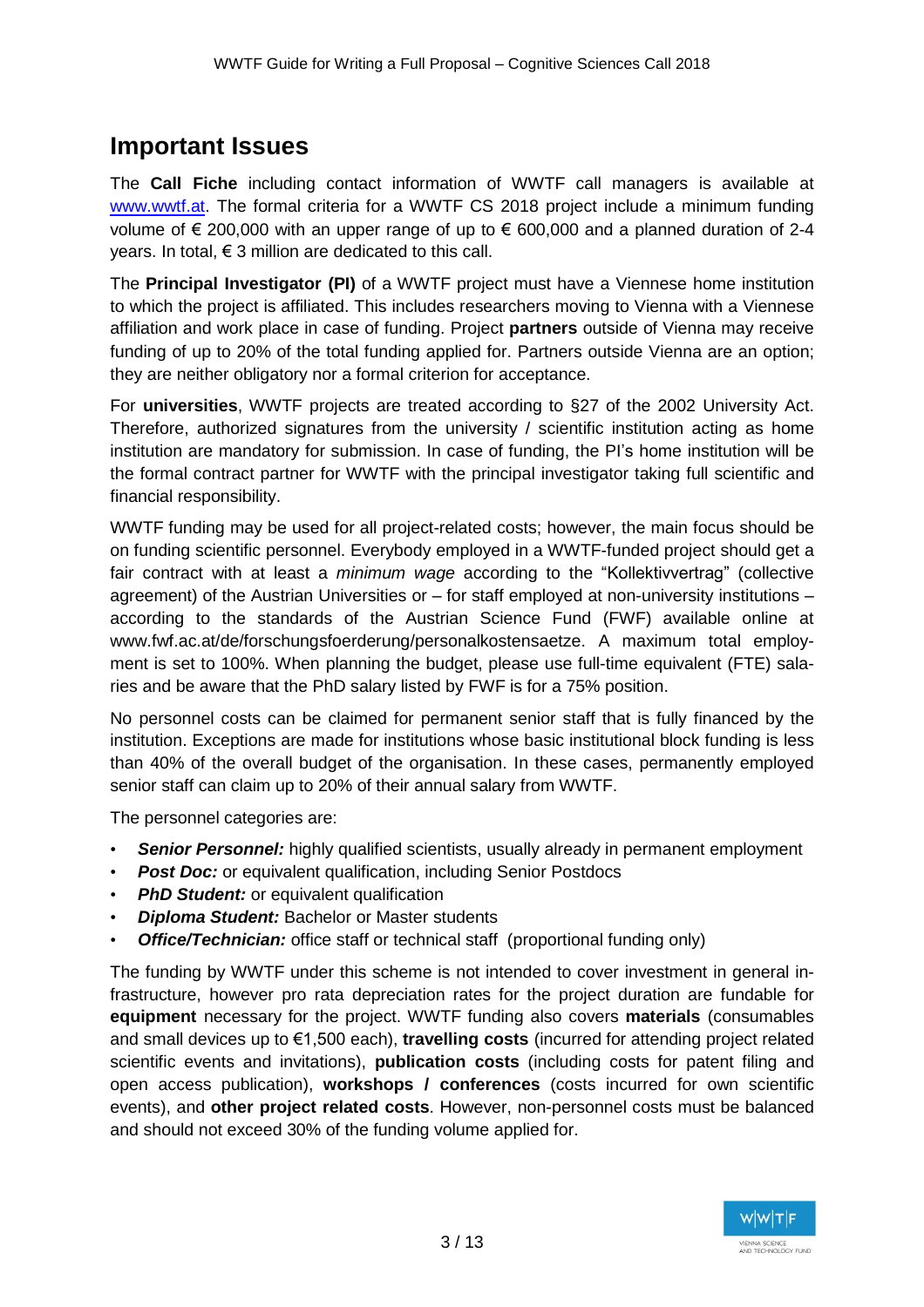## Important Issues

The **Call Fiche** including contact information of WWTF call managers is available at [www.wwtf.at](www.wwtf.at). The formal criteria for a WWTF CS 2018 project include a minimum funding volume of € 200,000 with an upper range of up to € 600,000 and a planned duration of 2-4 years. In total, € 3 million are dedicated to this call.

The **Principal Investigator (PI)** of a WWTF project must have a Viennese home institution to which the project is affiliated. This includes researchers moving to Vienna with a Viennese affiliation and work place in case of funding. Project **partners** outside of Vienna may receive funding of up to 20% of the total funding applied for. Partners outside Vienna are an option; they are neither obligatory nor a formal criterion for acceptance.

For **universities**, WWTF projects are treated according to §27 of the 2002 University Act. Therefore, authorized signatures from the university / scientific institution acting as home institution are mandatory for submission. In case of funding, the PI's home institution will be the formal contract partner for WWTF with the principal investigator taking full scientific and financial responsibility.

WWTF funding may be used for all project-related costs; however, the main focus should be on funding scientific personnel. Everybody employed in a WWTF-funded project should get a fair contract with at least a *minimum wage* according to the "Kollektivvertrag" (collective agreement) of the Austrian Universities or – for staff employed at non-university institutions – according to the standards of the Austrian Science Fund (FWF) available online at www.fwf.ac.at/de/forschungsfoerderung/personalkostensaetze. A maximum total employment is set to 100%. When planning the budget, please use full-time equivalent (FTE) salaries and be aware that the PhD salary listed by FWF is for a 75% position.

No personnel costs can be claimed for permanent senior staff that is fully financed by the institution. Exceptions are made for institutions whose basic institutional block funding is less than 40% of the overall budget of the organisation. In these cases, permanently employed senior staff can claim up to 20% of their annual salary from WWTF.

The personnel categories are:

- ***Senior Personnel:*** highly qualified scientists, usually already in permanent employment
- ***Post Doc:*** or equivalent qualification, including Senior Postdocs
- ***PhD Student:*** or equivalent qualification
- ***Diploma Student:*** Bachelor or Master students
- ***Office/Technician:*** office staff or technical staff (proportional funding only)

The funding by WWTF under this scheme is not intended to cover investment in general infrastructure, however pro rata depreciation rates for the project duration are fundable for **equipment** necessary for the project. WWTF funding also covers **materials** (consumables and small devices up to €1,500 each), **travelling costs** (incurred for attending project related scientific events and invitations), **publication costs** (including costs for patent filing and open access publication), **workshops / conferences** (costs incurred for own scientific events), and **other project related costs**. However, non-personnel costs must be balanced and should not exceed 30% of the funding volume applied for.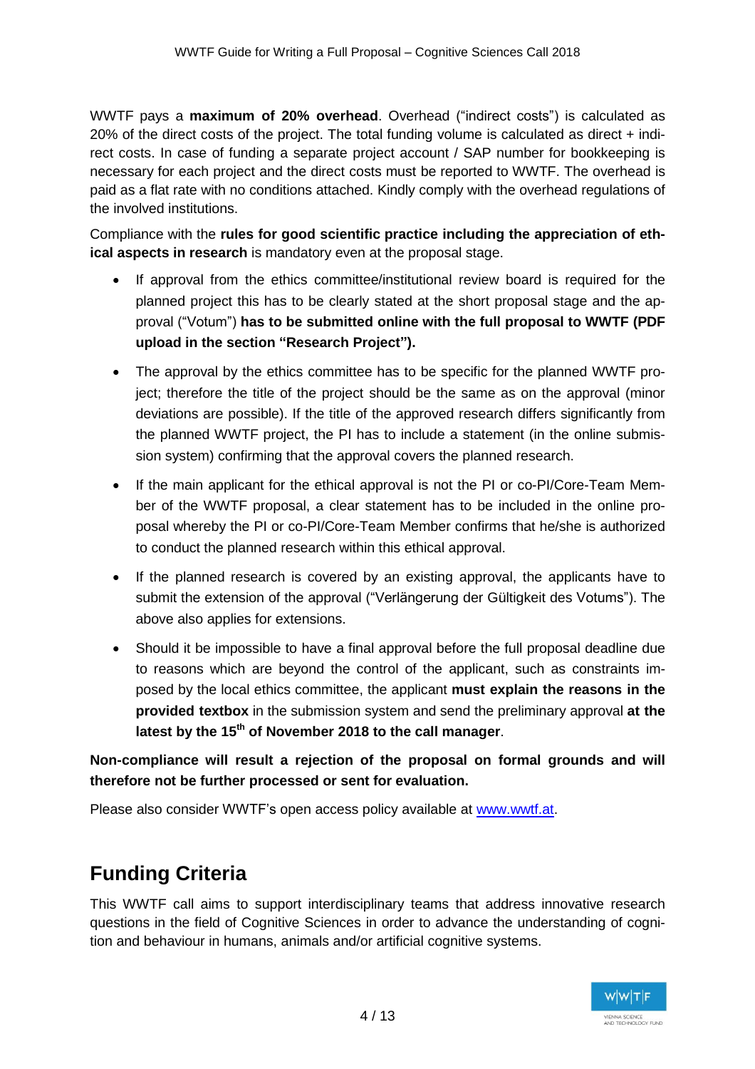WWTF pays a **maximum of 20% overhead**. Overhead ("indirect costs") is calculated as 20% of the direct costs of the project. The total funding volume is calculated as direct + indirect costs. In case of funding a separate project account / SAP number for bookkeeping is necessary for each project and the direct costs must be reported to WWTF. The overhead is paid as a flat rate with no conditions attached. Kindly comply with the overhead regulations of the involved institutions.

Compliance with the **rules for good scientific practice including the appreciation of ethical aspects in research** is mandatory even at the proposal stage.

- If approval from the ethics committee/institutional review board is required for the planned project this has to be clearly stated at the short proposal stage and the approval ("Votum") **has to be submitted online with the full proposal to WWTF (PDF upload in the section "Research Project").**
- The approval by the ethics committee has to be specific for the planned WWTF project; therefore the title of the project should be the same as on the approval (minor deviations are possible). If the title of the approved research differs significantly from the planned WWTF project, the PI has to include a statement (in the online submission system) confirming that the approval covers the planned research.
- If the main applicant for the ethical approval is not the PI or co-PI/Core-Team Member of the WWTF proposal, a clear statement has to be included in the online proposal whereby the PI or co-PI/Core-Team Member confirms that he/she is authorized to conduct the planned research within this ethical approval.
- If the planned research is covered by an existing approval, the applicants have to submit the extension of the approval ("Verlängerung der Gültigkeit des Votums"). The above also applies for extensions.
- Should it be impossible to have a final approval before the full proposal deadline due to reasons which are beyond the control of the applicant, such as constraints imposed by the local ethics committee, the applicant **must explain the reasons in the provided textbox** in the submission system and send the preliminary approval **at the latest by the 15th of November 2018 to the call manager**.

**Non-compliance will result a rejection of the proposal on formal grounds and will therefore not be further processed or sent for evaluation.**

Please also consider WWTF's open access policy available at www.wwtf.at.

## Funding Criteria

This WWTF call aims to support interdisciplinary teams that address innovative research questions in the field of Cognitive Sciences in order to advance the understanding of cognition and behaviour in humans, animals and/or artificial cognitive systems.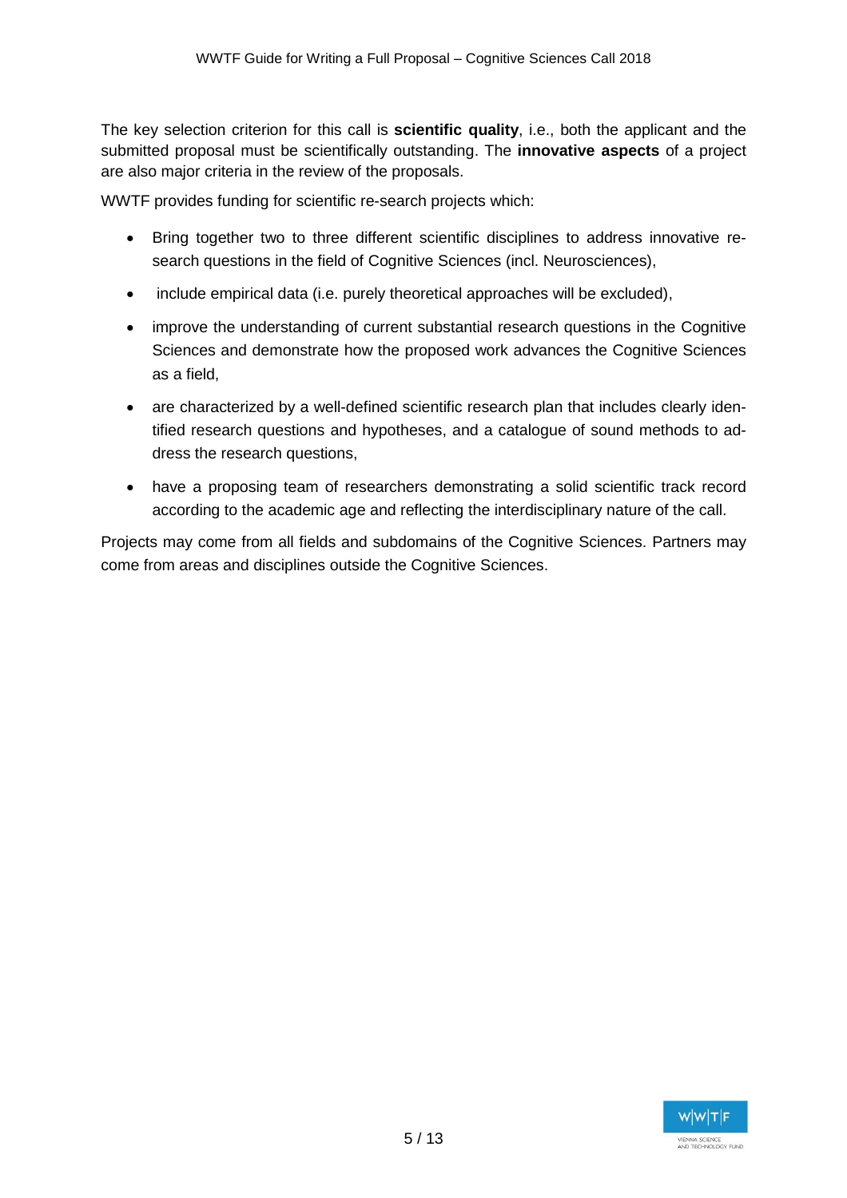The key selection criterion for this call is **scientific quality**, i.e., both the applicant and the submitted proposal must be scientifically outstanding. The **innovative aspects** of a project are also major criteria in the review of the proposals.

WWTF provides funding for scientific re-search projects which:

- Bring together two to three different scientific disciplines to address innovative research questions in the field of Cognitive Sciences (incl. Neurosciences),
- include empirical data (i.e. purely theoretical approaches will be excluded),
- improve the understanding of current substantial research questions in the Cognitive Sciences and demonstrate how the proposed work advances the Cognitive Sciences as a field,
- are characterized by a well-defined scientific research plan that includes clearly identified research questions and hypotheses, and a catalogue of sound methods to address the research questions,
- have a proposing team of researchers demonstrating a solid scientific track record according to the academic age and reflecting the interdisciplinary nature of the call.

Projects may come from all fields and subdomains of the Cognitive Sciences. Partners may come from areas and disciplines outside the Cognitive Sciences.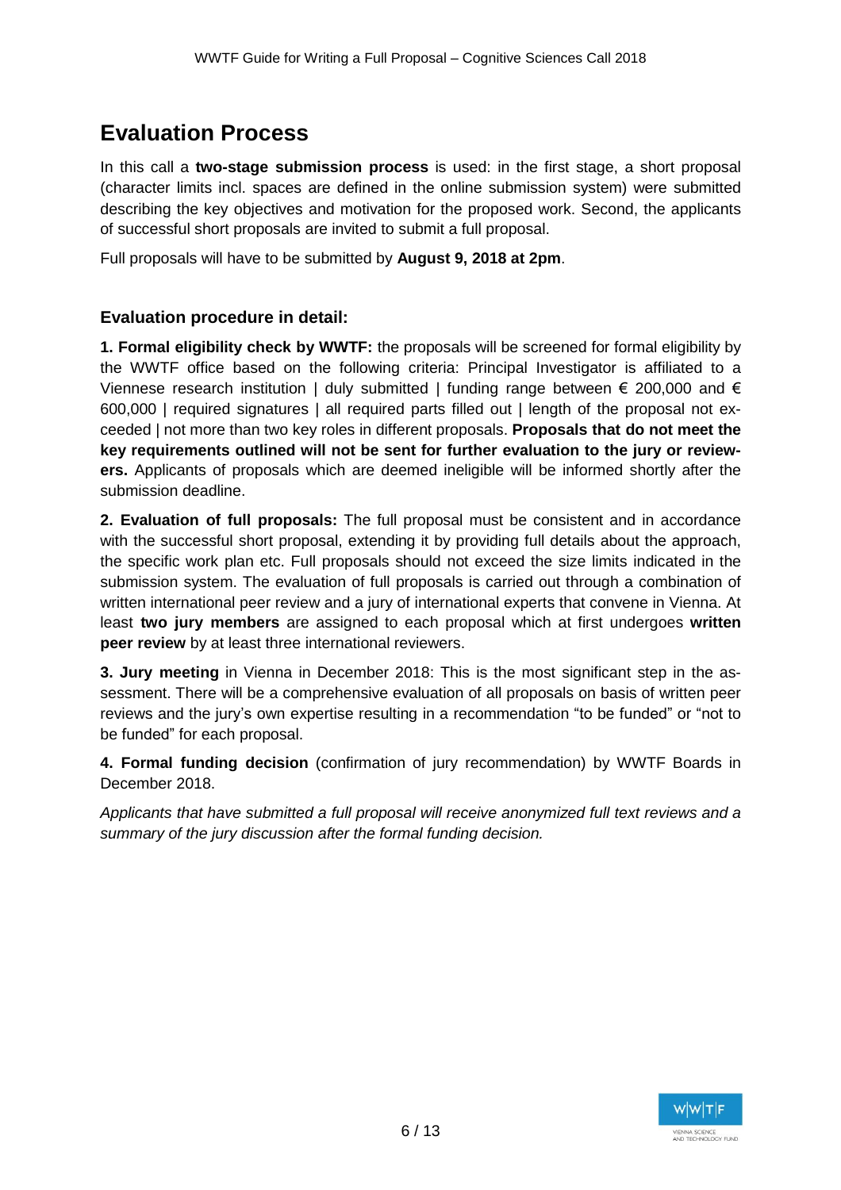# Evaluation Process

In this call a **two-stage submission process** is used: in the first stage, a short proposal (character limits incl. spaces are defined in the online submission system) were submitted describing the key objectives and motivation for the proposed work. Second, the applicants of successful short proposals are invited to submit a full proposal.

Full proposals will have to be submitted by **August 9, 2018 at 2pm**.

### Evaluation procedure in detail:

**1. Formal eligibility check by WWTF:** the proposals will be screened for formal eligibility by the WWTF office based on the following criteria: Principal Investigator is affiliated to a Viennese research institution | duly submitted | funding range between € 200,000 and € 600,000 | required signatures | all required parts filled out | length of the proposal not exceeded | not more than two key roles in different proposals. **Proposals that do not meet the key requirements outlined will not be sent for further evaluation to the jury or reviewers.** Applicants of proposals which are deemed ineligible will be informed shortly after the submission deadline.

**2. Evaluation of full proposals:** The full proposal must be consistent and in accordance with the successful short proposal, extending it by providing full details about the approach, the specific work plan etc. Full proposals should not exceed the size limits indicated in the submission system. The evaluation of full proposals is carried out through a combination of written international peer review and a jury of international experts that convene in Vienna. At least **two jury members** are assigned to each proposal which at first undergoes **written peer review** by at least three international reviewers.

**3. Jury meeting** in Vienna in December 2018: This is the most significant step in the assessment. There will be a comprehensive evaluation of all proposals on basis of written peer reviews and the jury's own expertise resulting in a recommendation "to be funded" or "not to be funded" for each proposal.

**4. Formal funding decision** (confirmation of jury recommendation) by WWTF Boards in December 2018.

*Applicants that have submitted a full proposal will receive anonymized full text reviews and a summary of the jury discussion after the formal funding decision.*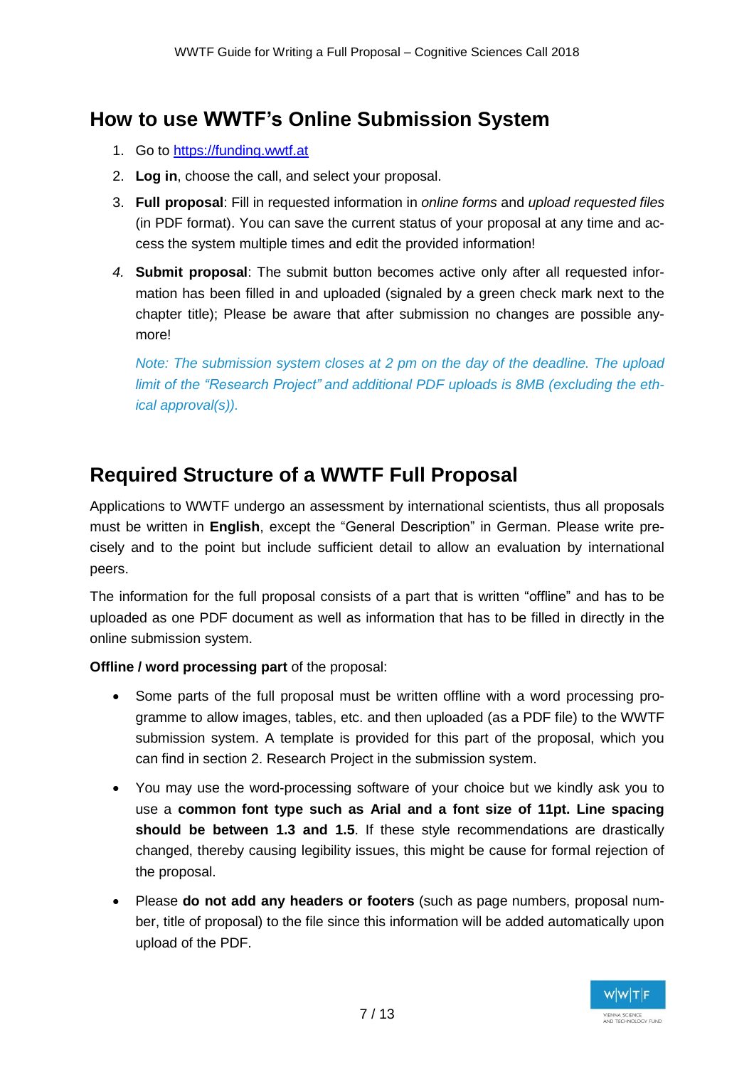## How to use WWTF's Online Submission System

1. Go to https://funding.wwtf.at
2. **Log in**, choose the call, and select your proposal.
3. **Full proposal**: Fill in requested information in *online forms* and *upload requested files* (in PDF format). You can save the current status of your proposal at any time and access the system multiple times and edit the provided information!
4. **Submit proposal**: The submit button becomes active only after all requested information has been filled in and uploaded (signaled by a green check mark next to the chapter title); Please be aware that after submission no changes are possible anymore!

   *Note: The submission system closes at 2 pm on the day of the deadline. The upload limit of the "Research Project" and additional PDF uploads is 8MB (excluding the ethical approval(s)).*

## Required Structure of a WWTF Full Proposal

Applications to WWTF undergo an assessment by international scientists, thus all proposals must be written in **English**, except the "General Description" in German. Please write precisely and to the point but include sufficient detail to allow an evaluation by international peers.

The information for the full proposal consists of a part that is written "offline" and has to be uploaded as one PDF document as well as information that has to be filled in directly in the online submission system.

**Offline / word processing part** of the proposal:

- Some parts of the full proposal must be written offline with a word processing programme to allow images, tables, etc. and then uploaded (as a PDF file) to the WWTF submission system. A template is provided for this part of the proposal, which you can find in section 2. Research Project in the submission system.
- You may use the word-processing software of your choice but we kindly ask you to use a **common font type such as Arial and a font size of 11pt. Line spacing should be between 1.3 and 1.5**. If these style recommendations are drastically changed, thereby causing legibility issues, this might be cause for formal rejection of the proposal.
- Please **do not add any headers or footers** (such as page numbers, proposal number, title of proposal) to the file since this information will be added automatically upon upload of the PDF.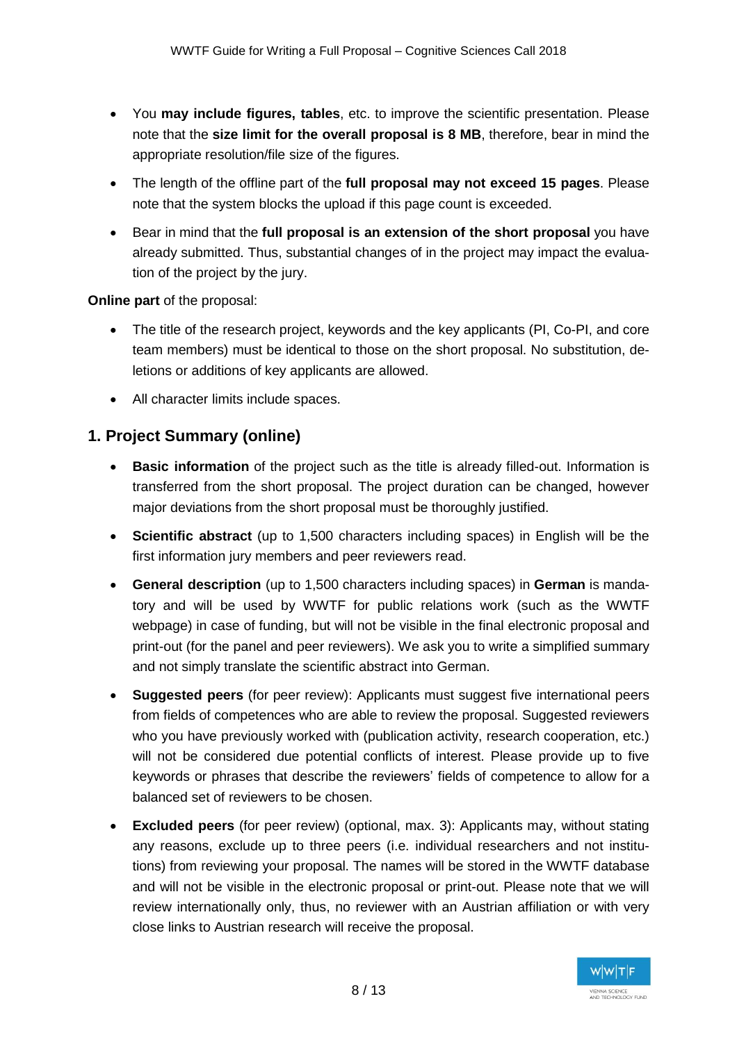- You **may include figures, tables**, etc. to improve the scientific presentation. Please note that the **size limit for the overall proposal is 8 MB**, therefore, bear in mind the appropriate resolution/file size of the figures.
- The length of the offline part of the **full proposal may not exceed 15 pages**. Please note that the system blocks the upload if this page count is exceeded.
- Bear in mind that the **full proposal is an extension of the short proposal** you have already submitted. Thus, substantial changes of in the project may impact the evaluation of the project by the jury.

**Online part** of the proposal:

- The title of the research project, keywords and the key applicants (PI, Co-PI, and core team members) must be identical to those on the short proposal. No substitution, deletions or additions of key applicants are allowed.
- All character limits include spaces.

## 1. Project Summary (online)

- **Basic information** of the project such as the title is already filled-out. Information is transferred from the short proposal. The project duration can be changed, however major deviations from the short proposal must be thoroughly justified.
- **Scientific abstract** (up to 1,500 characters including spaces) in English will be the first information jury members and peer reviewers read.
- **General description** (up to 1,500 characters including spaces) in **German** is mandatory and will be used by WWTF for public relations work (such as the WWTF webpage) in case of funding, but will not be visible in the final electronic proposal and print-out (for the panel and peer reviewers). We ask you to write a simplified summary and not simply translate the scientific abstract into German.
- **Suggested peers** (for peer review): Applicants must suggest five international peers from fields of competences who are able to review the proposal. Suggested reviewers who you have previously worked with (publication activity, research cooperation, etc.) will not be considered due potential conflicts of interest. Please provide up to five keywords or phrases that describe the reviewers' fields of competence to allow for a balanced set of reviewers to be chosen.
- **Excluded peers** (for peer review) (optional, max. 3): Applicants may, without stating any reasons, exclude up to three peers (i.e. individual researchers and not institutions) from reviewing your proposal. The names will be stored in the WWTF database and will not be visible in the electronic proposal or print-out. Please note that we will review internationally only, thus, no reviewer with an Austrian affiliation or with very close links to Austrian research will receive the proposal.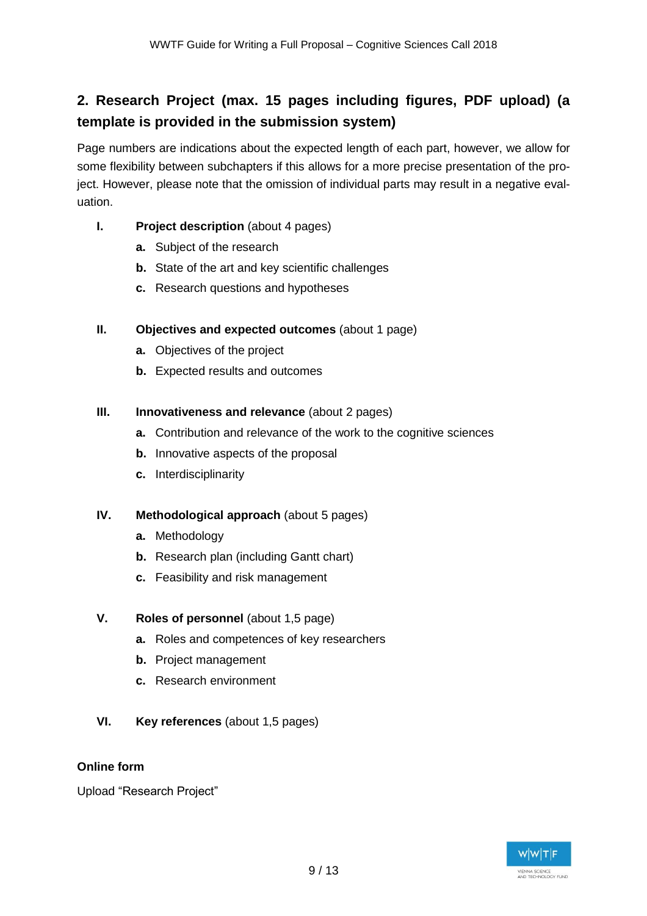## 2. Research Project (max. 15 pages including figures, PDF upload) (a template is provided in the submission system)

Page numbers are indications about the expected length of each part, however, we allow for some flexibility between subchapters if this allows for a more precise presentation of the project. However, please note that the omission of individual parts may result in a negative evaluation.

**I. Project description** (about 4 pages)

- **a.** Subject of the research
- **b.** State of the art and key scientific challenges
- **c.** Research questions and hypotheses

**II. Objectives and expected outcomes** (about 1 page)

- **a.** Objectives of the project
- **b.** Expected results and outcomes

**III. Innovativeness and relevance** (about 2 pages)

- **a.** Contribution and relevance of the work to the cognitive sciences
- **b.** Innovative aspects of the proposal
- **c.** Interdisciplinarity

**IV. Methodological approach** (about 5 pages)

- **a.** Methodology
- **b.** Research plan (including Gantt chart)
- **c.** Feasibility and risk management

**V. Roles of personnel** (about 1,5 page)

- **a.** Roles and competences of key researchers
- **b.** Project management
- **c.** Research environment

**VI. Key references** (about 1,5 pages)

**Online form**

Upload "Research Project"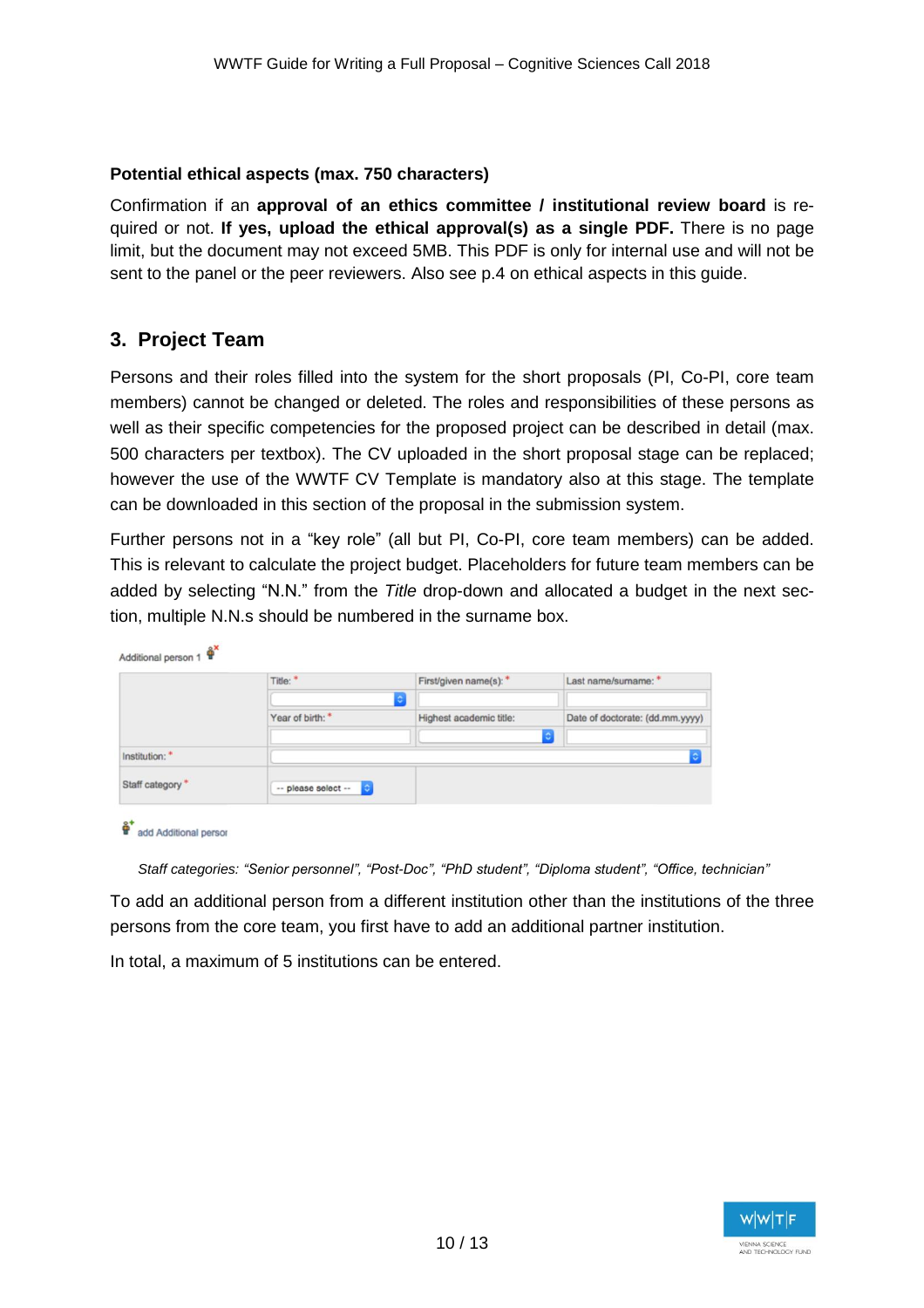**Potential ethical aspects (max. 750 characters)**

Confirmation if an **approval of an ethics committee / institutional review board** is required or not. **If yes, upload the ethical approval(s) as a single PDF.** There is no page limit, but the document may not exceed 5MB. This PDF is only for internal use and will not be sent to the panel or the peer reviewers. Also see p.4 on ethical aspects in this guide.

## 3. Project Team

Persons and their roles filled into the system for the short proposals (PI, Co-PI, core team members) cannot be changed or deleted. The roles and responsibilities of these persons as well as their specific competencies for the proposed project can be described in detail (max. 500 characters per textbox). The CV uploaded in the short proposal stage can be replaced; however the use of the WWTF CV Template is mandatory also at this stage. The template can be downloaded in this section of the proposal in the submission system.

Further persons not in a "key role" (all but PI, Co-PI, core team members) can be added. This is relevant to calculate the project budget. Placeholders for future team members can be added by selecting "N.N." from the *Title* drop-down and allocated a budget in the next section, multiple N.N.s should be numbered in the surname box.

Additional person 1

| | Title: * | First/given name(s): * | Last name/surname: * |
|---|---|---|---|
| | | | |
| | Year of birth: * | Highest academic title: | Date of doctorate: (dd.mm.yyyy) |
| | | | |
| Institution: * | | | |
| Staff category * | -- please select -- | | |

add Additional person

*Staff categories: "Senior personnel", "Post-Doc", "PhD student", "Diploma student", "Office, technician"*

To add an additional person from a different institution other than the institutions of the three persons from the core team, you first have to add an additional partner institution.

In total, a maximum of 5 institutions can be entered.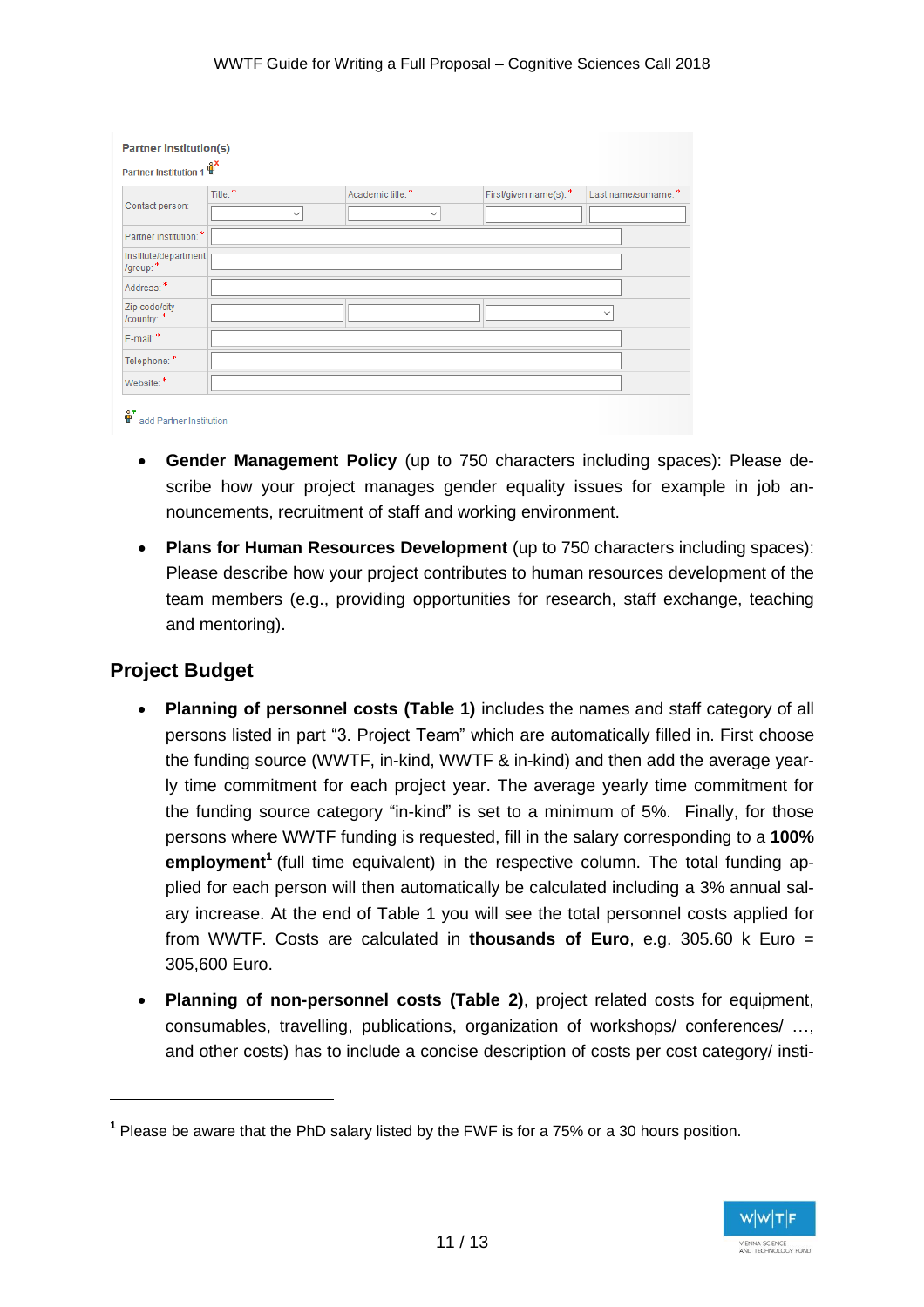Partner Institution(s)

Partner Institution 1

| | | | | |
|---|---|---|---|---|
| Contact person: | Title: * | Academic title: * | First/given name(s): * | Last name/surname: * |
| Partner institution: * | | | | |
| Institute/department /group: * | | | | |
| Address: * | | | | |
| Zip code/city /country: * | | | | |
| E-mail: * | | | | |
| Telephone: * | | | | |
| Website: * | | | | |

add Partner Institution

- **Gender Management Policy** (up to 750 characters including spaces): Please describe how your project manages gender equality issues for example in job announcements, recruitment of staff and working environment.
- **Plans for Human Resources Development** (up to 750 characters including spaces): Please describe how your project contributes to human resources development of the team members (e.g., providing opportunities for research, staff exchange, teaching and mentoring).

## Project Budget

- **Planning of personnel costs (Table 1)** includes the names and staff category of all persons listed in part "3. Project Team" which are automatically filled in. First choose the funding source (WWTF, in-kind, WWTF & in-kind) and then add the average yearly time commitment for each project year. The average yearly time commitment for the funding source category "in-kind" is set to a minimum of 5%. Finally, for those persons where WWTF funding is requested, fill in the salary corresponding to a **100% employment**[1] (full time equivalent) in the respective column. The total funding applied for each person will then automatically be calculated including a 3% annual salary increase. At the end of Table 1 you will see the total personnel costs applied for from WWTF. Costs are calculated in **thousands of Euro**, e.g. 305.60 k Euro = 305,600 Euro.
- **Planning of non-personnel costs (Table 2)**, project related costs for equipment, consumables, travelling, publications, organization of workshops/ conferences/ …, and other costs) has to include a concise description of costs per cost category/ insti-

[1] Please be aware that the PhD salary listed by the FWF is for a 75% or a 30 hours position.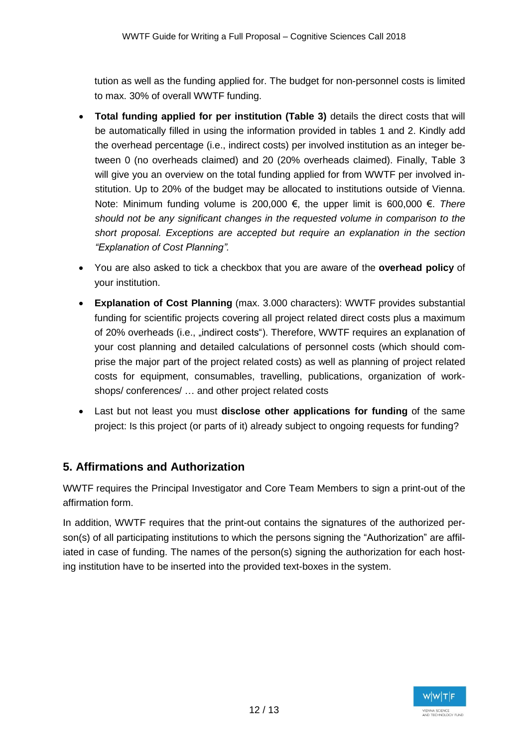tution as well as the funding applied for. The budget for non-personnel costs is limited to max. 30% of overall WWTF funding.

- **Total funding applied for per institution (Table 3)** details the direct costs that will be automatically filled in using the information provided in tables 1 and 2. Kindly add the overhead percentage (i.e., indirect costs) per involved institution as an integer between 0 (no overheads claimed) and 20 (20% overheads claimed). Finally, Table 3 will give you an overview on the total funding applied for from WWTF per involved institution. Up to 20% of the budget may be allocated to institutions outside of Vienna. Note: Minimum funding volume is 200,000 €, the upper limit is 600,000 €. *There should not be any significant changes in the requested volume in comparison to the short proposal. Exceptions are accepted but require an explanation in the section "Explanation of Cost Planning".*
- You are also asked to tick a checkbox that you are aware of the **overhead policy** of your institution.
- **Explanation of Cost Planning** (max. 3.000 characters): WWTF provides substantial funding for scientific projects covering all project related direct costs plus a maximum of 20% overheads (i.e., „indirect costs"). Therefore, WWTF requires an explanation of your cost planning and detailed calculations of personnel costs (which should comprise the major part of the project related costs) as well as planning of project related costs for equipment, consumables, travelling, publications, organization of workshops/ conferences/ … and other project related costs
- Last but not least you must **disclose other applications for funding** of the same project: Is this project (or parts of it) already subject to ongoing requests for funding?

## 5. Affirmations and Authorization

WWTF requires the Principal Investigator and Core Team Members to sign a print-out of the affirmation form.

In addition, WWTF requires that the print-out contains the signatures of the authorized person(s) of all participating institutions to which the persons signing the "Authorization" are affiliated in case of funding. The names of the person(s) signing the authorization for each hosting institution have to be inserted into the provided text-boxes in the system.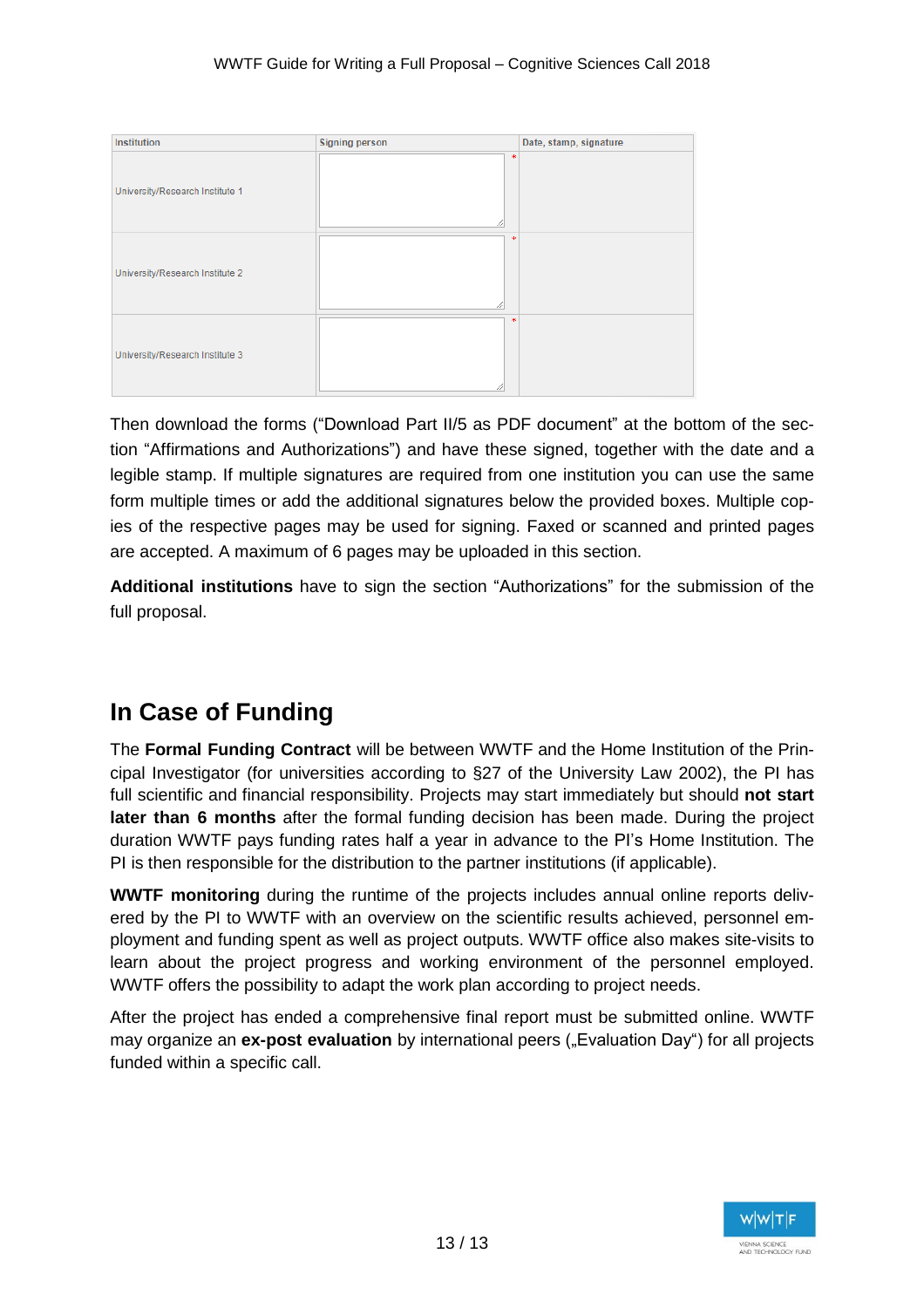| Institution | Signing person | Date, stamp, signature |
| --- | --- | --- |
| University/Research Institute 1 | * | |
| University/Research Institute 2 | * | |
| University/Research Institute 3 | * | |

Then download the forms ("Download Part II/5 as PDF document" at the bottom of the section "Affirmations and Authorizations") and have these signed, together with the date and a legible stamp. If multiple signatures are required from one institution you can use the same form multiple times or add the additional signatures below the provided boxes. Multiple copies of the respective pages may be used for signing. Faxed or scanned and printed pages are accepted. A maximum of 6 pages may be uploaded in this section.

**Additional institutions** have to sign the section "Authorizations" for the submission of the full proposal.

## In Case of Funding

The **Formal Funding Contract** will be between WWTF and the Home Institution of the Principal Investigator (for universities according to §27 of the University Law 2002), the PI has full scientific and financial responsibility. Projects may start immediately but should **not start later than 6 months** after the formal funding decision has been made. During the project duration WWTF pays funding rates half a year in advance to the PI's Home Institution. The PI is then responsible for the distribution to the partner institutions (if applicable).

**WWTF monitoring** during the runtime of the projects includes annual online reports delivered by the PI to WWTF with an overview on the scientific results achieved, personnel employment and funding spent as well as project outputs. WWTF office also makes site-visits to learn about the project progress and working environment of the personnel employed. WWTF offers the possibility to adapt the work plan according to project needs.

After the project has ended a comprehensive final report must be submitted online. WWTF may organize an **ex-post evaluation** by international peers („Evaluation Day") for all projects funded within a specific call.